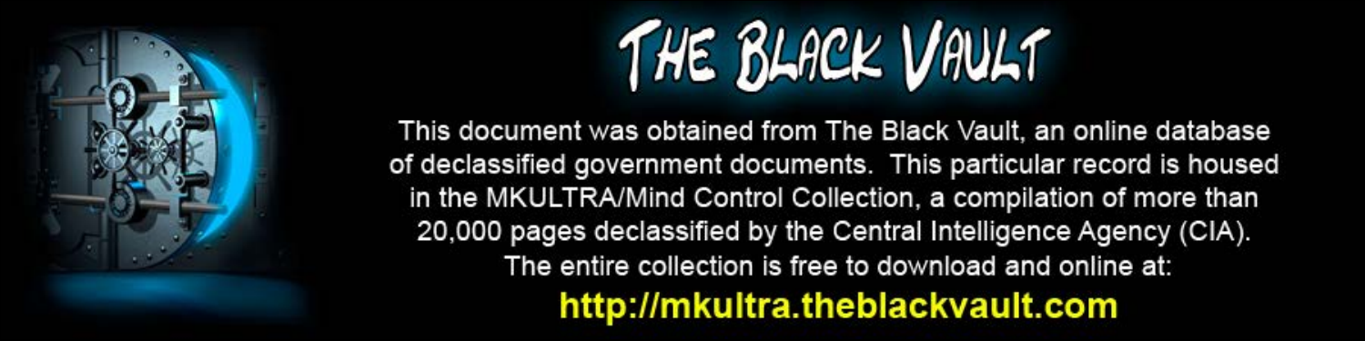# THE BLACK VAULT

This document was obtained from The Black Vault, an online database of declassified government documents. This particular record is housed in the MKULTRA/Mind Control Collection, a compilation of more than 20,000 pages declassified by the Central Intelligence Agency (CIA). The entire collection is free to download and online at:

**http://mkultra.theblackvault.com**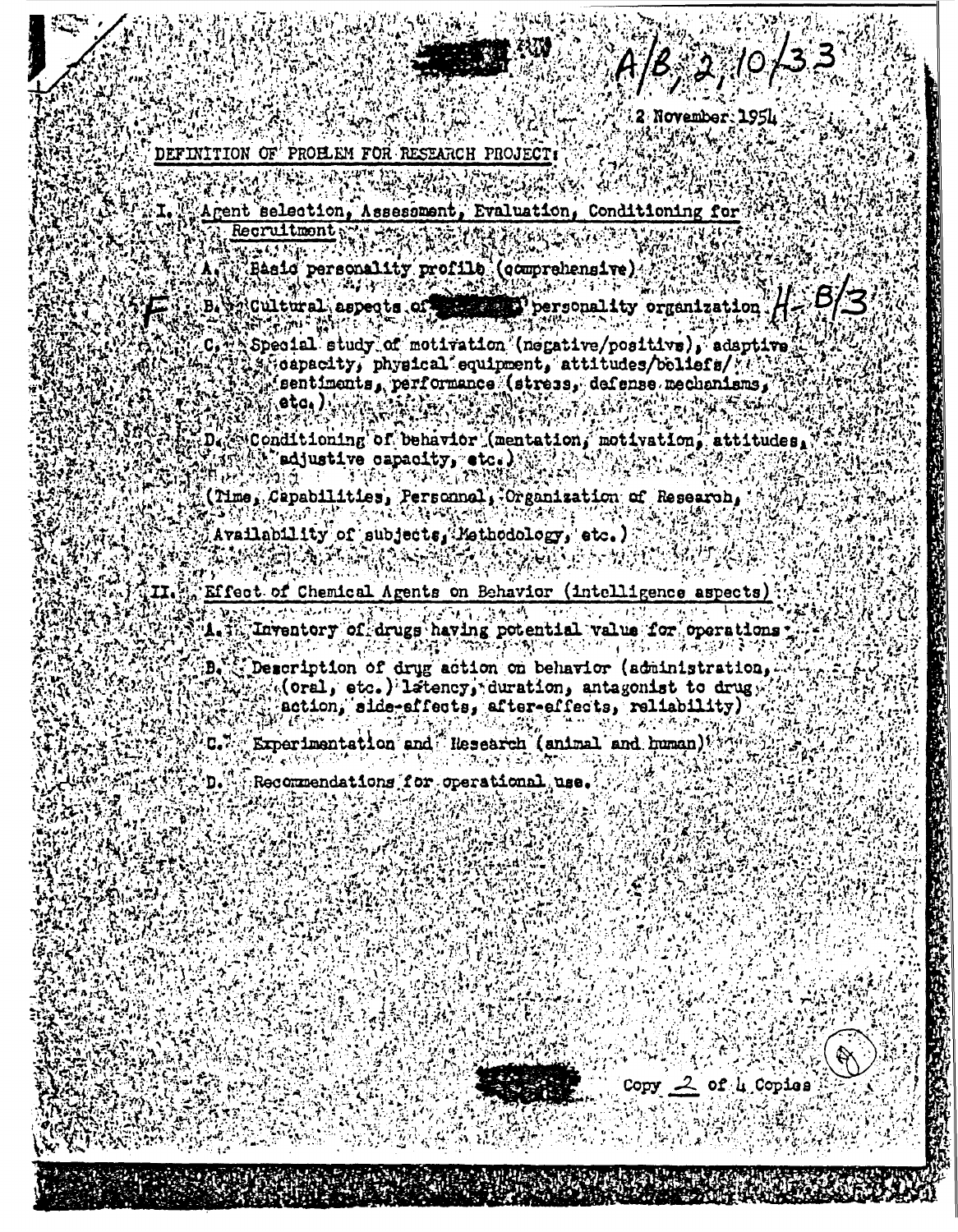A/B, 2, 10/33

2 November 1954

DEFINITION OF PROBLEM FOR RESEARCH PROJECT:

I. Agent selection, Assessment, Evaluation, Conditioning for Recruitment

A. Basic personality profile (comprehensive)

B. Cultural aspects of [redacted] personality organization H-B/3

C. Special study of motivation (negative/positive), adaptive capacity, physical equipment, attitudes/beliefs/sentiments, performance (stress, defense mechanisms, etc.)

D. Conditioning of behavior (mentation, motivation, attitudes, adjustive capacity, etc.)

(Time, Capabilities, Personnel, Organization of Research, Availability of subjects, Methodology, etc.)

II. Effect of Chemical Agents on Behavior (intelligence aspects)

A. Inventory of drugs having potential value for operations

B. Description of drug action on behavior (administration, (oral, etc.) latency, duration, antagonist to drug action, side-effects, after-effects, reliability)

C. Experimentation and Research (animal and human)

D. Recommendations for operational use.

Copy 2 of 4 Copies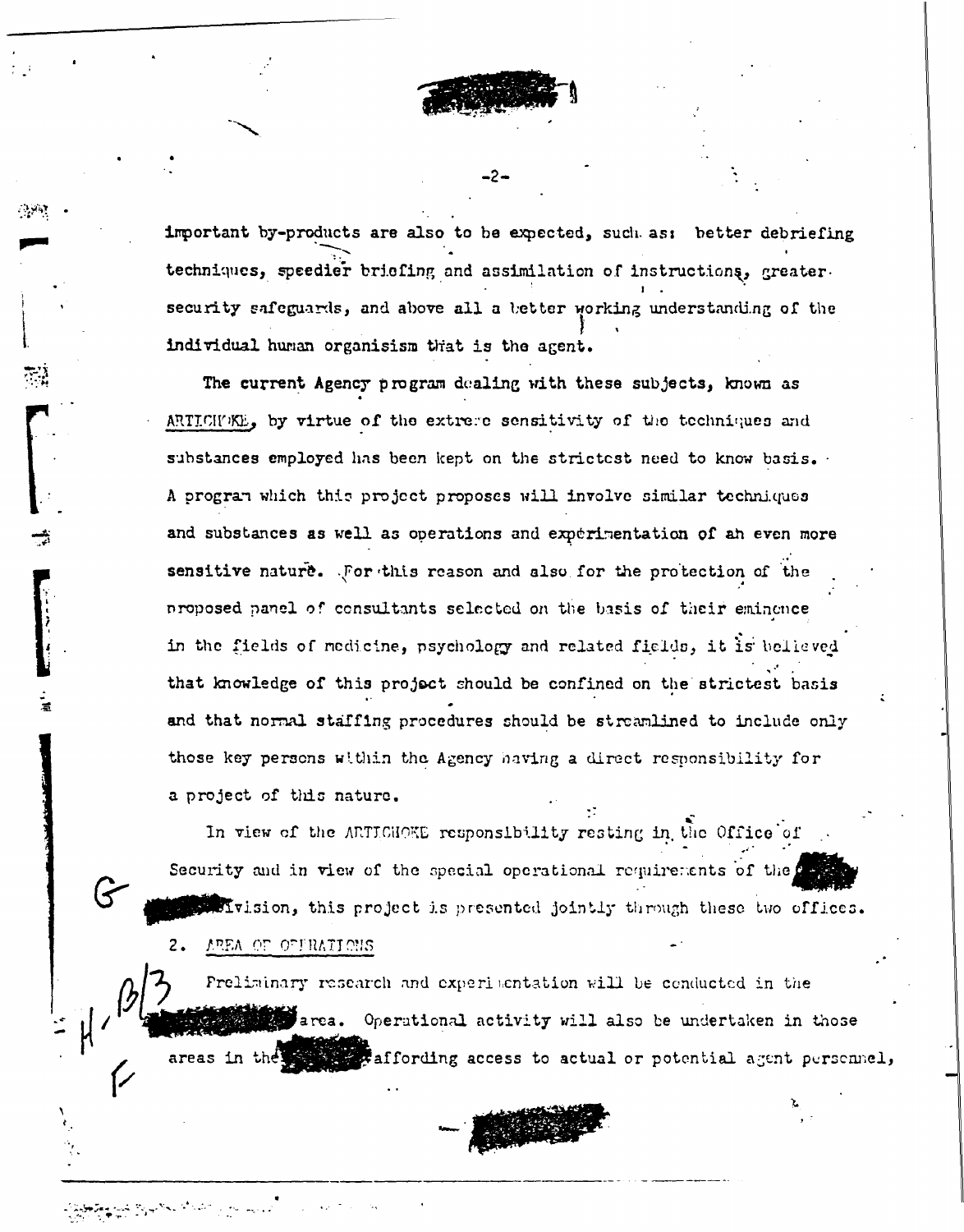important by-products are also to be expected, such as: better debriefing techniques, speedier briefing and assimilation of instructions, greater security safeguards, and above all a better working understanding of the individual human organisism that is the agent.

The current Agency program dealing with these subjects, known as ARTICHOKE, by virtue of the extreme sensitivity of the techniques and substances employed has been kept on the strictest need to know basis. A program which this project proposes will involve similar techniques and substances as well as operations and experimentation of an even more sensitive nature. For this reason and also for the protection of the proposed panel of consultants selected on the basis of their eminence in the fields of medicine, psychology and related fields, it is believed that knowledge of this project should be confined on the strictest basis and that normal staffing procedures should be streamlined to include only those key persons within the Agency having a direct responsibility for a project of this nature.

In view of the ARTICHOKE responsibility resting in the Office of Security and in view of the special operational requirements of the Division, this project is presented jointly through these two offices.

2. AREA OF OPERATIONS

Preliminary research and experimentation will be conducted in the area. Operational activity will also be undertaken in those areas in the affording access to actual or potential agent personnel,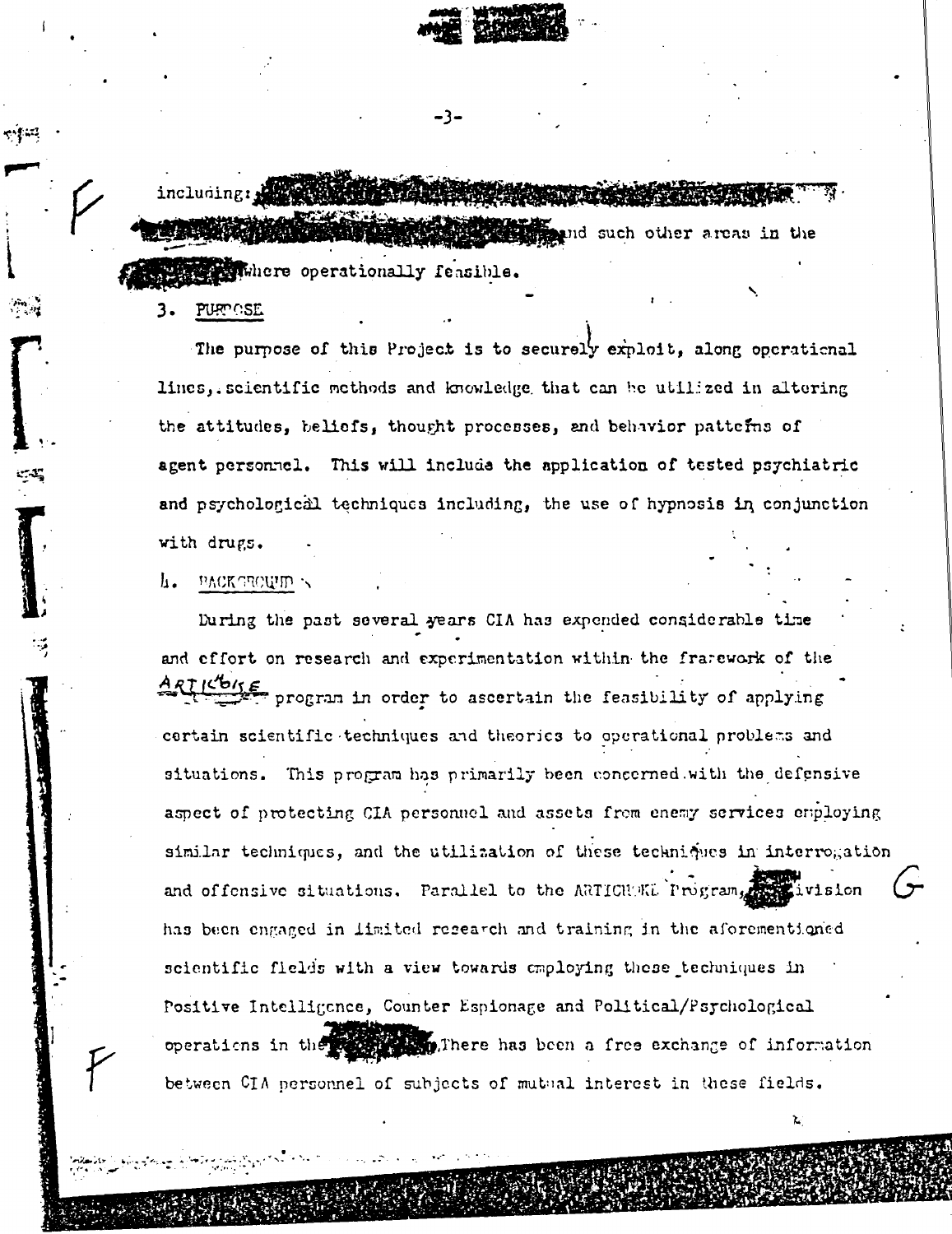including: [redacted] and such other areas in the [redacted] where operationally feasible.

3. PURPOSE

The purpose of this Project is to securely exploit, along operational lines, scientific methods and knowledge that can be utilized in altering the attitudes, beliefs, thought processes, and behavior patterns of agent personnel. This will include the application of tested psychiatric and psychological techniques including, the use of hypnosis in conjunction with drugs.

4. BACKGROUND

During the past several years CIA has expended considerable time and effort on research and experimentation within the framework of the ARTICHOKE program in order to ascertain the feasibility of applying certain scientific techniques and theories to operational problems and situations. This program has primarily been concerned with the defensive aspect of protecting CIA personnel and assets from enemy services employing similar techniques, and the utilization of these techniques in interrogation and offensive situations. Parallel to the ARTICHOKE Program, [redacted] Division has been engaged in limited research and training in the aforementioned scientific fields with a view towards employing these techniques in Positive Intelligence, Counter Espionage and Political/Psychological operations in the [redacted]. There has been a free exchange of information between CIA personnel of subjects of mutual interest in these fields.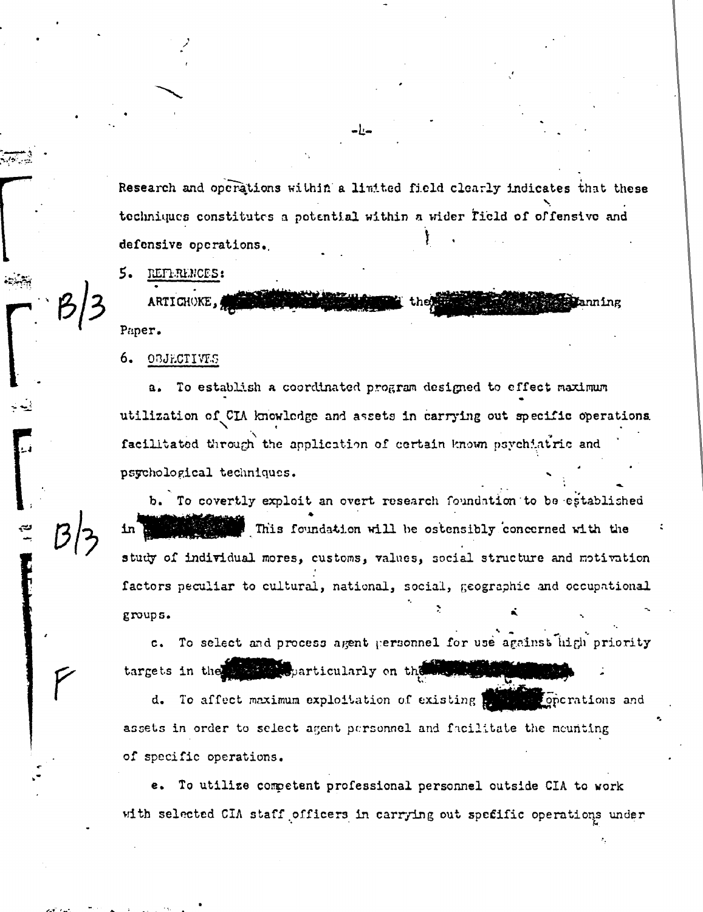Research and operations within a limited field clearly indicates that these techniques constitutes a potential within a wider field of offensive and defensive operations.

5. REFERENCES:

ARTICHOKE, [redacted] the [redacted] Planning Paper.

6. OBJECTIVES

a. To establish a coordinated program designed to effect maximum utilization of CIA knowledge and assets in carrying out specific operations facilitated through the application of certain known psychiatric and psychological techniques.

b. To covertly exploit an overt research foundation to be established in [redacted]. This foundation will be ostensibly concerned with the study of individual mores, customs, values, social structure and motivation factors peculiar to cultural, national, social, geographic and occupational groups.

c. To select and process agent personnel for use against high priority targets in the [redacted] particularly on the [redacted].

d. To affect maximum exploitation of existing [redacted] operations and assets in order to select agent personnel and facilitate the mounting of specific operations.

e. To utilize competent professional personnel outside CIA to work with selected CIA staff officers in carrying out specific operations under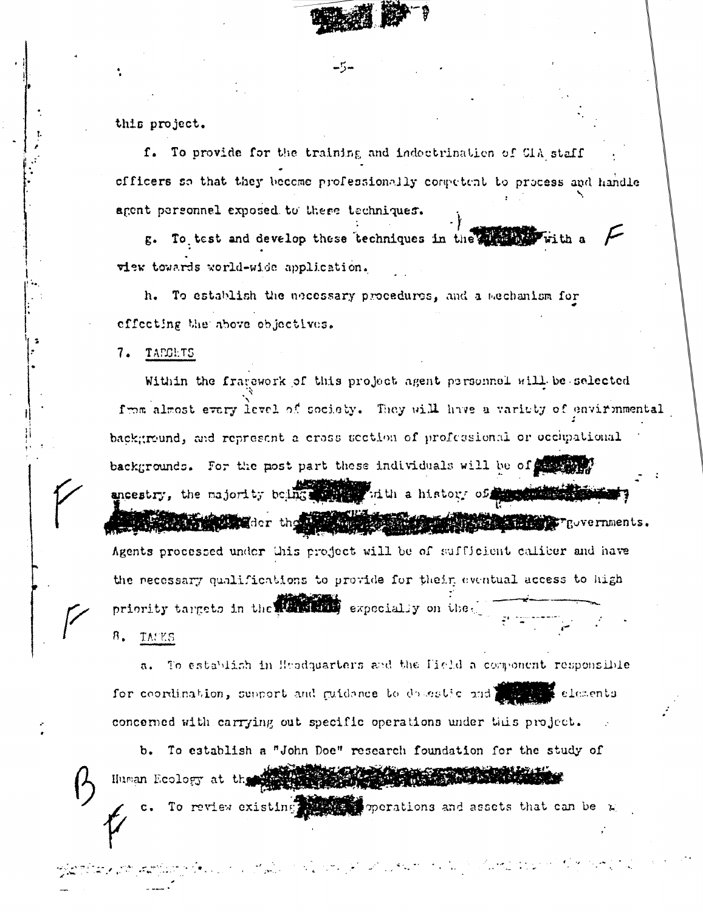this project.

f. To provide for the training and indoctrination of CIA staff officers so that they become professionally competent to process and handle agent personnel exposed to these techniques.

g. To test and develop these techniques in the [redacted] with a view towards world-wide application.

h. To establish the necessary procedures, and a mechanism for effecting the above objectives.

7. TARGETS

Within the framework of this project agent personnel will be selected from almost every level of society. They will have a variety of environmental background, and represent a cross section of professional or occupational backgrounds. For the most part these individuals will be of [redacted] ancestry, the majority being [redacted] with a history of [redacted] [redacted]der the [redacted] governments. Agents processed under this project will be of sufficient caliber and have the necessary qualifications to provide for their eventual access to high priority targets in the [redacted] especially on the [redacted]

8. TASKS

a. To establish in Headquarters and the Field a component responsible for coordination, support and guidance to domestic and [redacted] elements concerned with carrying out specific operations under this project.

b. To establish a "John Doe" research foundation for the study of Human Ecology at the [redacted]

c. To review existing [redacted] operations and assets that can be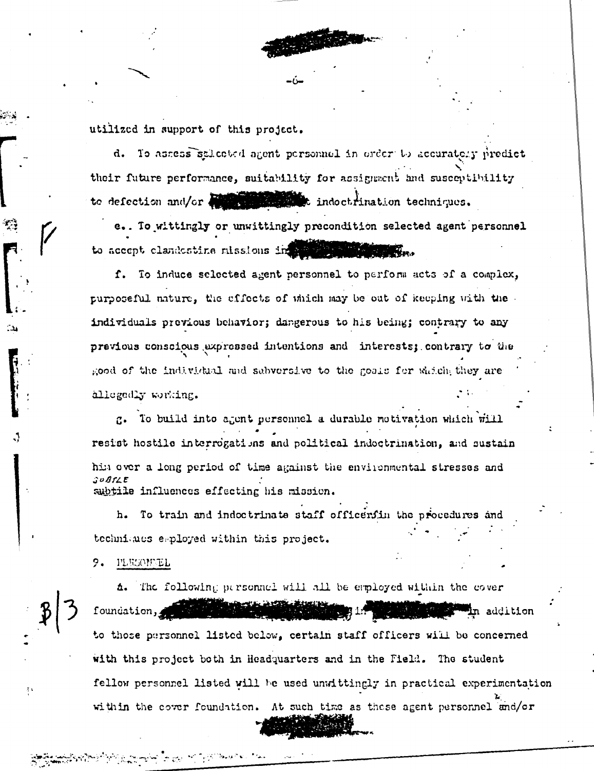utilized in support of this project.

d. To assess selected agent personnel in order to accurately predict their future performance, suitability for assignment and susceptibility to defection and/or [REDACTED] indoctrination techniques.

e. To wittingly or unwittingly precondition selected agent personnel to accept clandestine missions in [REDACTED].

f. To induce selected agent personnel to perform acts of a complex, purposeful nature, the effects of which may be out of keeping with the individuals previous behavior; dangerous to his being; contrary to any previous conscious expressed intentions and interests; contrary to the good of the individual and subversive to the goals for which they are allegedly working.

g. To build into agent personnel a durable motivation which will resist hostile interrogations and political indoctrination, and sustain him over a long period of time against the environmental stresses and subtile influences effecting his mission.

h. To train and indoctrinate staff officers in the procedures and techniques employed within this project.

9. PERSONNEL

a. The following personnel will all be employed within the cover foundation, [REDACTED] in [REDACTED] in addition to those personnel listed below, certain staff officers will be concerned with this project both in Headquarters and in the Field. The student fellow personnel listed will be used unwittingly in practical experimentation within the cover foundation. At such time as these agent personnel and/or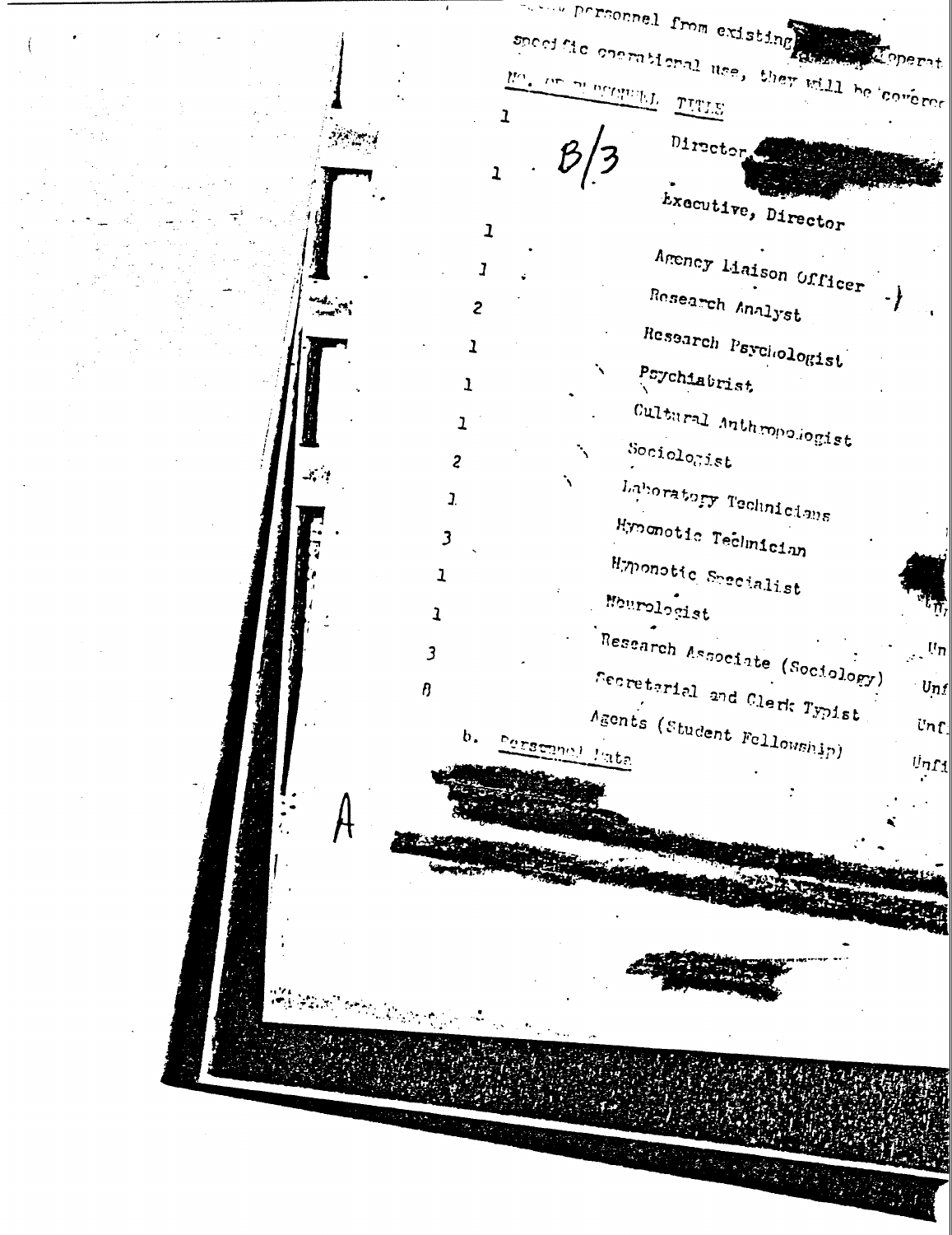... personnel from existing [redacted] operat...
specific operational use, they will be covered...

| NO. OF PERSONNEL | TITLE | |
|---|---|---|
| 1 | Director [redacted] | |
| 1 | Executive, Director | |
| 1 | Agency Liaison Officer | |
| 1 | Research Analyst | |
| 2 | Research Psychologist | |
| 1 | Psychiatrist | |
| 1 | Cultural Anthropologist | |
| 1 | Sociologist | |
| 2 | Laboratory Technicians | |
| 1 | Hyponotic Technician | |
| 3 | Hyponotic Specialist | |
| 1 | Neurologist | Un... |
| 1 | Research Associate (Sociology) | Un... |
| 3 | Secretarial and Clerk Typist | Unf... |
| 8 | Agents (Student Fellowship) | Unf... |

b. Personnel Data

[redacted]